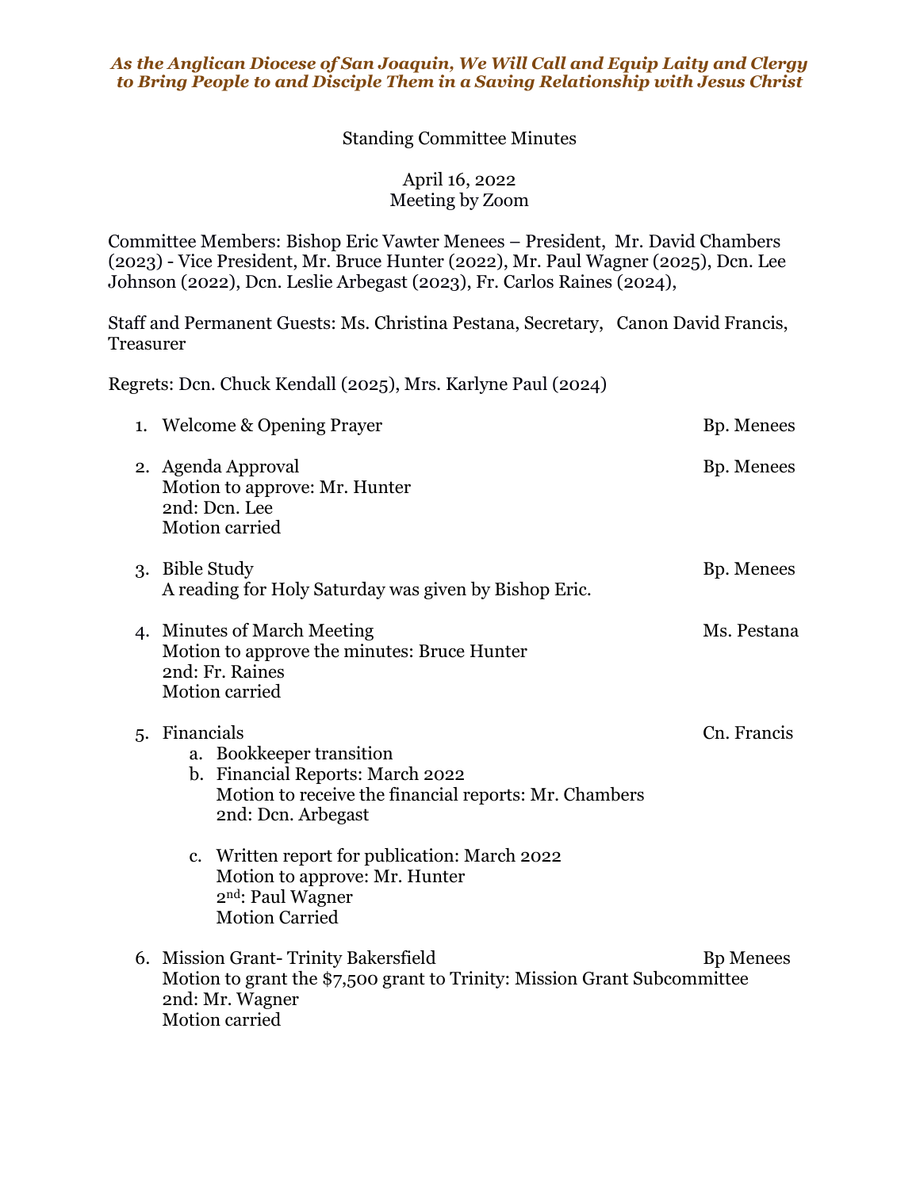*As the Anglican Diocese of San Joaquin, We Will Call and Equip Laity and Clergy to Bring People to and Disciple Them in a Saving Relationship with Jesus Christ*

# Standing Committee Minutes

April 16, 2022
Meeting by Zoom

Committee Members: Bishop Eric Vawter Menees – President, Mr. David Chambers (2023) - Vice President, Mr. Bruce Hunter (2022), Mr. Paul Wagner (2025), Dcn. Lee Johnson (2022), Dcn. Leslie Arbegast (2023), Fr. Carlos Raines (2024),

Staff and Permanent Guests: Ms. Christina Pestana, Secretary, Canon David Francis, Treasurer

Regrets: Dcn. Chuck Kendall (2025), Mrs. Karlyne Paul (2024)

1. Welcome & Opening Prayer — Bp. Menees

2. Agenda Approval — Bp. Menees
   Motion to approve: Mr. Hunter
   2nd: Dcn. Lee
   Motion carried

3. Bible Study — Bp. Menees
   A reading for Holy Saturday was given by Bishop Eric.

4. Minutes of March Meeting — Ms. Pestana
   Motion to approve the minutes: Bruce Hunter
   2nd: Fr. Raines
   Motion carried

5. Financials — Cn. Francis
   a. Bookkeeper transition
   b. Financial Reports: March 2022
      Motion to receive the financial reports: Mr. Chambers
      2nd: Dcn. Arbegast
   c. Written report for publication: March 2022
      Motion to approve: Mr. Hunter
      2nd: Paul Wagner
      Motion Carried

6. Mission Grant- Trinity Bakersfield — Bp Menees
   Motion to grant the $7,500 grant to Trinity: Mission Grant Subcommittee
   2nd: Mr. Wagner
   Motion carried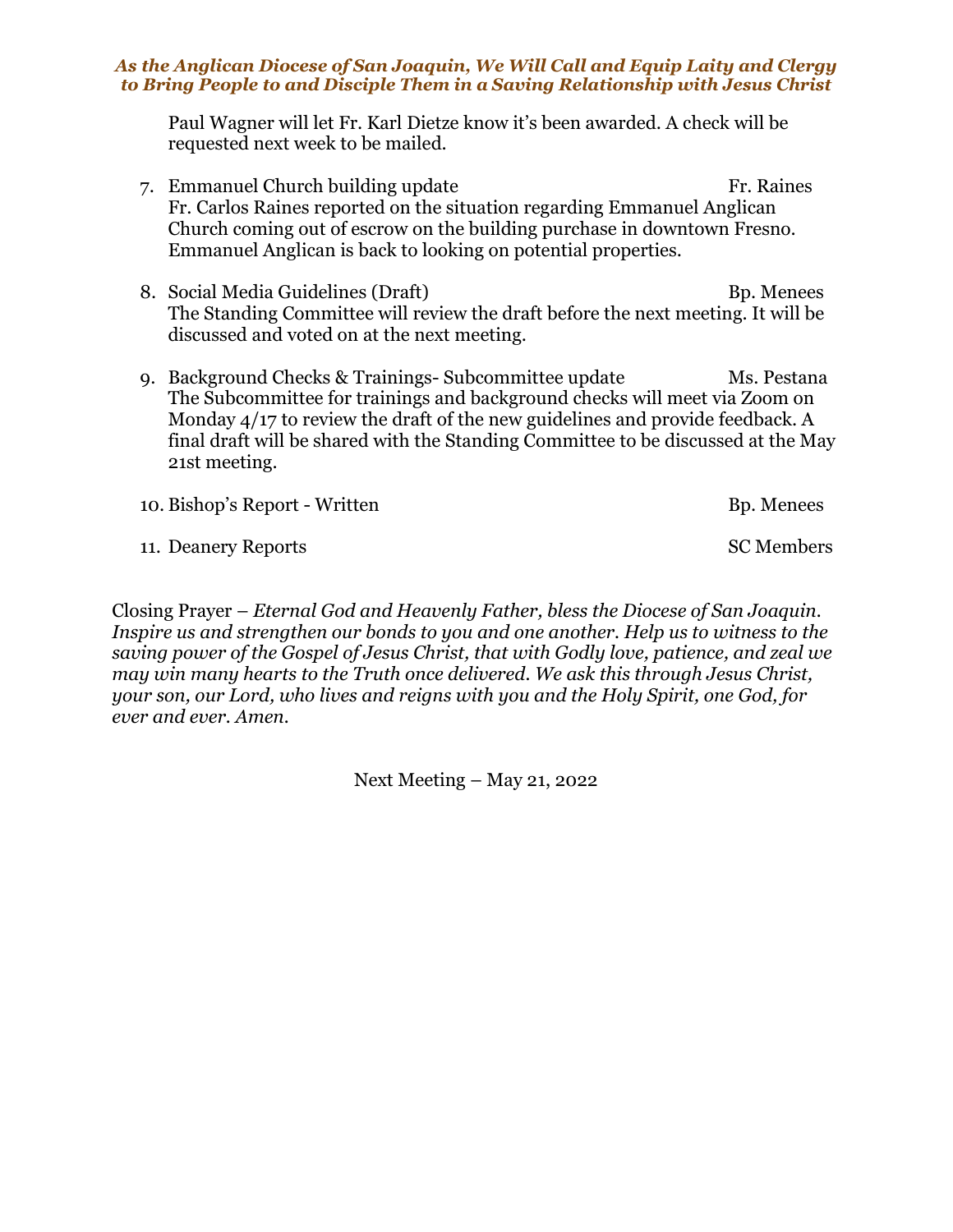Paul Wagner will let Fr. Karl Dietze know it's been awarded. A check will be requested next week to be mailed.

7. Emmanuel Church building update — Fr. Raines
   Fr. Carlos Raines reported on the situation regarding Emmanuel Anglican Church coming out of escrow on the building purchase in downtown Fresno. Emmanuel Anglican is back to looking on potential properties.

8. Social Media Guidelines (Draft) — Bp. Menees
   The Standing Committee will review the draft before the next meeting. It will be discussed and voted on at the next meeting.

9. Background Checks & Trainings- Subcommittee update — Ms. Pestana
   The Subcommittee for trainings and background checks will meet via Zoom on Monday 4/17 to review the draft of the new guidelines and provide feedback. A final draft will be shared with the Standing Committee to be discussed at the May 21st meeting.

10. Bishop's Report - Written — Bp. Menees

11. Deanery Reports — SC Members

Closing Prayer – *Eternal God and Heavenly Father, bless the Diocese of San Joaquin. Inspire us and strengthen our bonds to you and one another. Help us to witness to the saving power of the Gospel of Jesus Christ, that with Godly love, patience, and zeal we may win many hearts to the Truth once delivered. We ask this through Jesus Christ, your son, our Lord, who lives and reigns with you and the Holy Spirit, one God, for ever and ever. Amen.*

Next Meeting – May 21, 2022